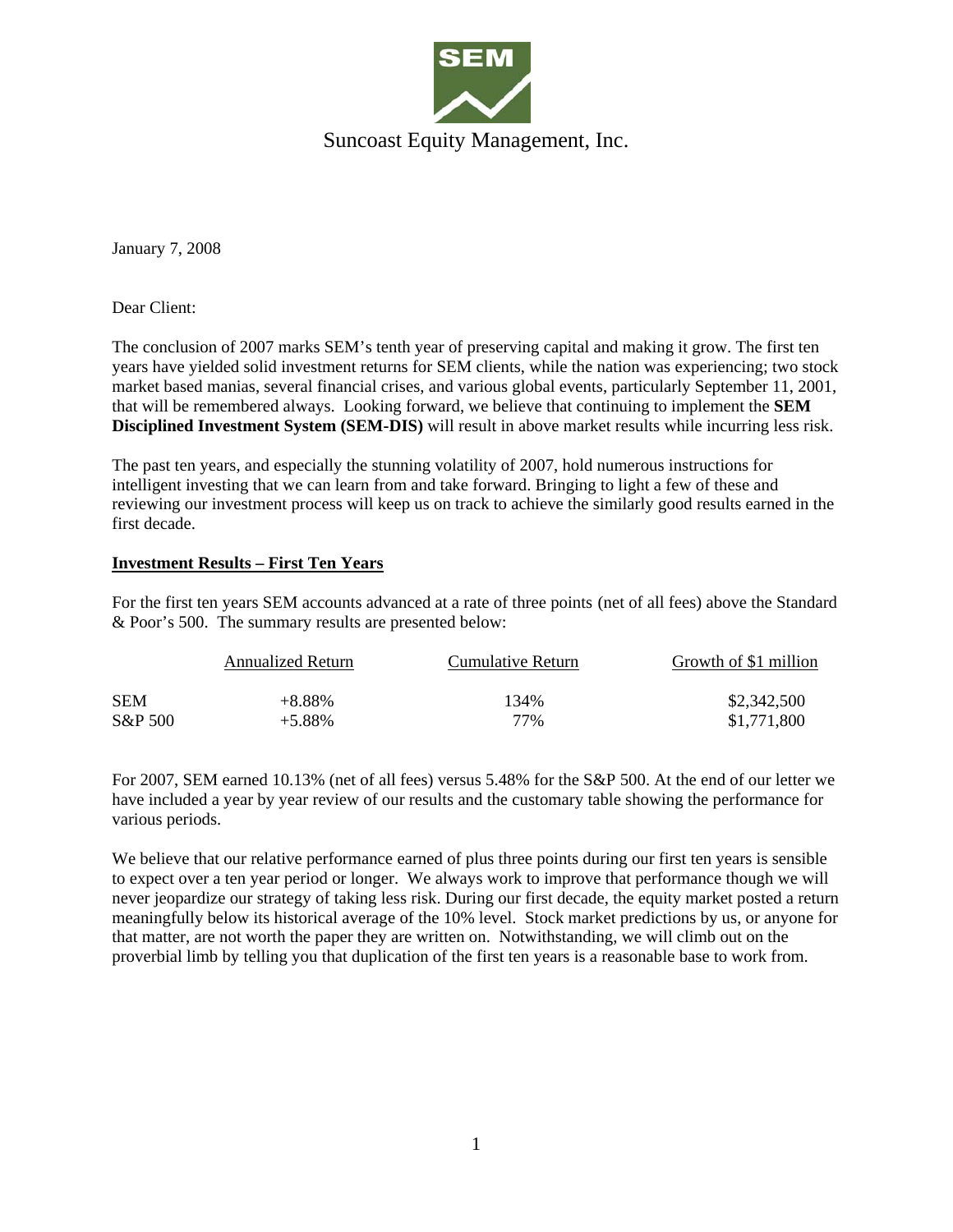SEM

Suncoast Equity Management, Inc.

January 7, 2008

Dear Client:

The conclusion of 2007 marks SEM's tenth year of preserving capital and making it grow. The first ten years have yielded solid investment returns for SEM clients, while the nation was experiencing; two stock market based manias, several financial crises, and various global events, particularly September 11, 2001, that will be remembered always. Looking forward, we believe that continuing to implement the **SEM Disciplined Investment System (SEM-DIS)** will result in above market results while incurring less risk.

The past ten years, and especially the stunning volatility of 2007, hold numerous instructions for intelligent investing that we can learn from and take forward. Bringing to light a few of these and reviewing our investment process will keep us on track to achieve the similarly good results earned in the first decade.

## Investment Results – First Ten Years

For the first ten years SEM accounts advanced at a rate of three points (net of all fees) above the Standard & Poor's 500. The summary results are presented below:

| | Annualized Return | Cumulative Return | Growth of $1 million |
|---|---|---|---|
| SEM | +8.88% | 134% | $2,342,500 |
| S&P 500 | +5.88% | 77% | $1,771,800 |

For 2007, SEM earned 10.13% (net of all fees) versus 5.48% for the S&P 500. At the end of our letter we have included a year by year review of our results and the customary table showing the performance for various periods.

We believe that our relative performance earned of plus three points during our first ten years is sensible to expect over a ten year period or longer. We always work to improve that performance though we will never jeopardize our strategy of taking less risk. During our first decade, the equity market posted a return meaningfully below its historical average of the 10% level. Stock market predictions by us, or anyone for that matter, are not worth the paper they are written on. Notwithstanding, we will climb out on the proverbial limb by telling you that duplication of the first ten years is a reasonable base to work from.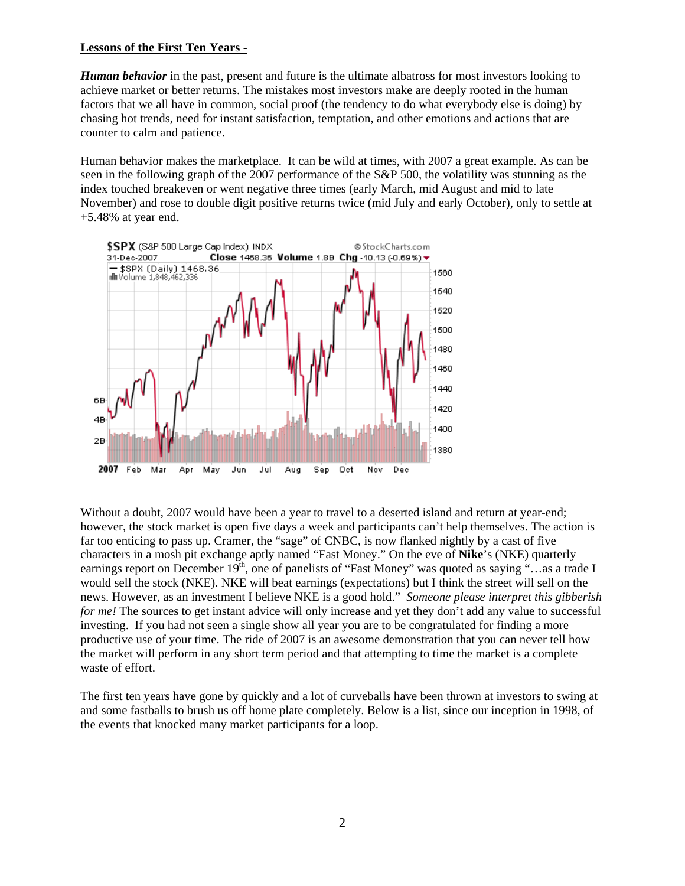**Lessons of the First Ten Years -**

***Human behavior*** in the past, present and future is the ultimate albatross for most investors looking to achieve market or better returns. The mistakes most investors make are deeply rooted in the human factors that we all have in common, social proof (the tendency to do what everybody else is doing) by chasing hot trends, need for instant satisfaction, temptation, and other emotions and actions that are counter to calm and patience.

Human behavior makes the marketplace. It can be wild at times, with 2007 a great example. As can be seen in the following graph of the 2007 performance of the S&P 500, the volatility was stunning as the index touched breakeven or went negative three times (early March, mid August and mid to late November) and rose to double digit positive returns twice (mid July and early October), only to settle at +5.48% at year end.

Without a doubt, 2007 would have been a year to travel to a deserted island and return at year-end; however, the stock market is open five days a week and participants can't help themselves. The action is far too enticing to pass up. Cramer, the "sage" of CNBC, is now flanked nightly by a cast of five characters in a mosh pit exchange aptly named "Fast Money." On the eve of **Nike**'s (NKE) quarterly earnings report on December 19th, one of panelists of "Fast Money" was quoted as saying "…as a trade I would sell the stock (NKE). NKE will beat earnings (expectations) but I think the street will sell on the news. However, as an investment I believe NKE is a good hold." *Someone please interpret this gibberish for me!* The sources to get instant advice will only increase and yet they don't add any value to successful investing. If you had not seen a single show all year you are to be congratulated for finding a more productive use of your time. The ride of 2007 is an awesome demonstration that you can never tell how the market will perform in any short term period and that attempting to time the market is a complete waste of effort.

The first ten years have gone by quickly and a lot of curveballs have been thrown at investors to swing at and some fastballs to brush us off home plate completely. Below is a list, since our inception in 1998, of the events that knocked many market participants for a loop.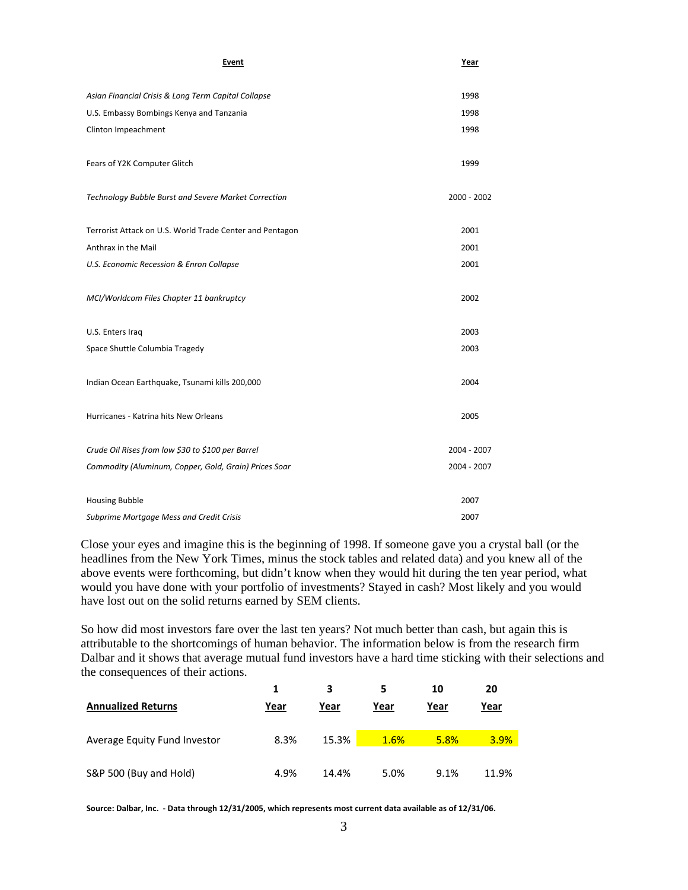| **Event** | **Year** |
|---|---|
| *Asian Financial Crisis & Long Term Capital Collapse* | 1998 |
| U.S. Embassy Bombings Kenya and Tanzania | 1998 |
| Clinton Impeachment | 1998 |
| Fears of Y2K Computer Glitch | 1999 |
| *Technology Bubble Burst and Severe Market Correction* | 2000 - 2002 |
| Terrorist Attack on U.S. World Trade Center and Pentagon | 2001 |
| Anthrax in the Mail | 2001 |
| *U.S. Economic Recession & Enron Collapse* | 2001 |
| *MCI/Worldcom Files Chapter 11 bankruptcy* | 2002 |
| U.S. Enters Iraq | 2003 |
| Space Shuttle Columbia Tragedy | 2003 |
| Indian Ocean Earthquake, Tsunami kills 200,000 | 2004 |
| Hurricanes - Katrina hits New Orleans | 2005 |
| *Crude Oil Rises from low $30 to $100 per Barrel* | 2004 - 2007 |
| *Commodity (Aluminum, Copper, Gold, Grain) Prices Soar* | 2004 - 2007 |
| Housing Bubble | 2007 |
| *Subprime Mortgage Mess and Credit Crisis* | 2007 |

Close your eyes and imagine this is the beginning of 1998. If someone gave you a crystal ball (or the headlines from the New York Times, minus the stock tables and related data) and you knew all of the above events were forthcoming, but didn't know when they would hit during the ten year period, what would you have done with your portfolio of investments? Stayed in cash? Most likely and you would have lost out on the solid returns earned by SEM clients.

So how did most investors fare over the last ten years? Not much better than cash, but again this is attributable to the shortcomings of human behavior. The information below is from the research firm Dalbar and it shows that average mutual fund investors have a hard time sticking with their selections and the consequences of their actions.

| **Annualized Returns** | **1 Year** | **3 Year** | **5 Year** | **10 Year** | **20 Year** |
|---|---|---|---|---|---|
| Average Equity Fund Investor | 8.3% | 15.3% | 1.6% | 5.8% | 3.9% |
| S&P 500 (Buy and Hold) | 4.9% | 14.4% | 5.0% | 9.1% | 11.9% |

**Source: Dalbar, Inc. - Data through 12/31/2005, which represents most current data available as of 12/31/06.**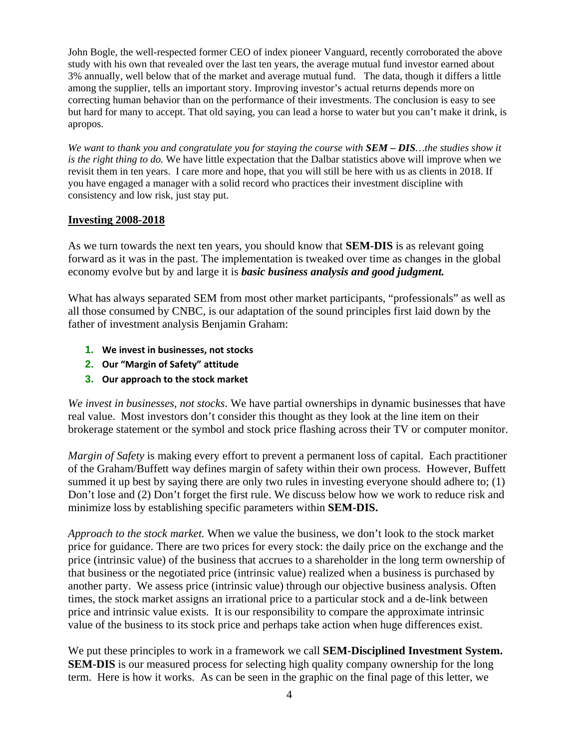John Bogle, the well-respected former CEO of index pioneer Vanguard, recently corroborated the above study with his own that revealed over the last ten years, the average mutual fund investor earned about 3% annually, well below that of the market and average mutual fund. The data, though it differs a little among the supplier, tells an important story. Improving investor's actual returns depends more on correcting human behavior than on the performance of their investments. The conclusion is easy to see but hard for many to accept. That old saying, you can lead a horse to water but you can't make it drink, is apropos.

*We want to thank you and congratulate you for staying the course with **SEM – DIS**…the studies show it is the right thing to do.* We have little expectation that the Dalbar statistics above will improve when we revisit them in ten years. I care more and hope, that you will still be here with us as clients in 2018. If you have engaged a manager with a solid record who practices their investment discipline with consistency and low risk, just stay put.

## Investing 2008-2018

As we turn towards the next ten years, you should know that **SEM-DIS** is as relevant going forward as it was in the past. The implementation is tweaked over time as changes in the global economy evolve but by and large it is ***basic business analysis and good judgment.***

What has always separated SEM from most other market participants, "professionals" as well as all those consumed by CNBC, is our adaptation of the sound principles first laid down by the father of investment analysis Benjamin Graham:

1. **We invest in businesses, not stocks**
2. **Our "Margin of Safety" attitude**
3. **Our approach to the stock market**

*We invest in businesses, not stocks*. We have partial ownerships in dynamic businesses that have real value. Most investors don't consider this thought as they look at the line item on their brokerage statement or the symbol and stock price flashing across their TV or computer monitor.

*Margin of Safety* is making every effort to prevent a permanent loss of capital. Each practitioner of the Graham/Buffett way defines margin of safety within their own process. However, Buffett summed it up best by saying there are only two rules in investing everyone should adhere to; (1) Don't lose and (2) Don't forget the first rule. We discuss below how we work to reduce risk and minimize loss by establishing specific parameters within **SEM-DIS.**

*Approach to the stock market.* When we value the business, we don't look to the stock market price for guidance. There are two prices for every stock: the daily price on the exchange and the price (intrinsic value) of the business that accrues to a shareholder in the long term ownership of that business or the negotiated price (intrinsic value) realized when a business is purchased by another party. We assess price (intrinsic value) through our objective business analysis. Often times, the stock market assigns an irrational price to a particular stock and a de-link between price and intrinsic value exists. It is our responsibility to compare the approximate intrinsic value of the business to its stock price and perhaps take action when huge differences exist.

We put these principles to work in a framework we call **SEM-Disciplined Investment System. SEM-DIS** is our measured process for selecting high quality company ownership for the long term. Here is how it works. As can be seen in the graphic on the final page of this letter, we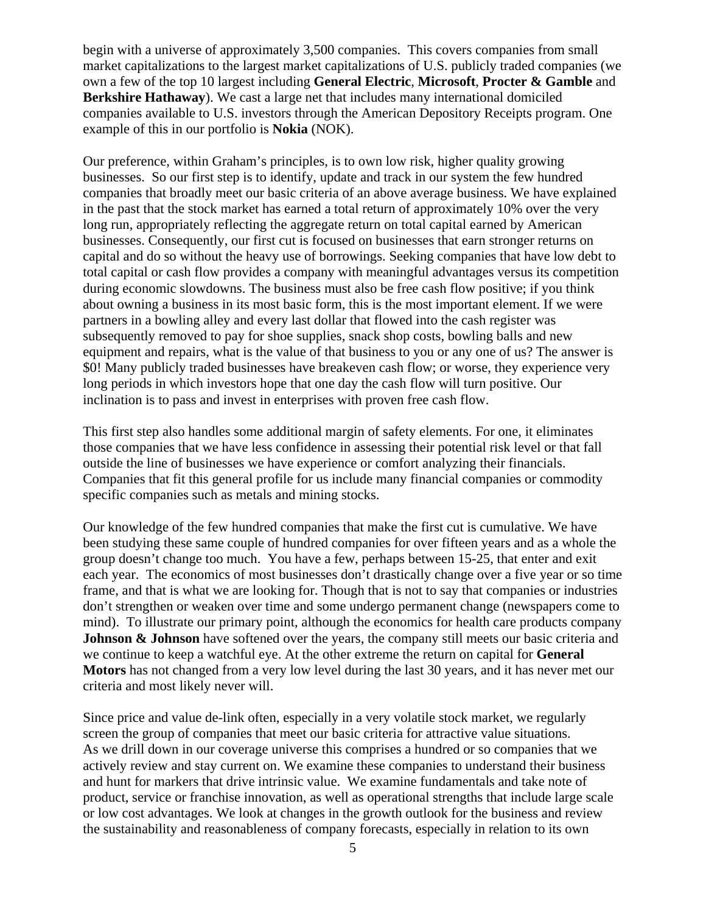begin with a universe of approximately 3,500 companies. This covers companies from small market capitalizations to the largest market capitalizations of U.S. publicly traded companies (we own a few of the top 10 largest including **General Electric**, **Microsoft**, **Procter & Gamble** and **Berkshire Hathaway**). We cast a large net that includes many international domiciled companies available to U.S. investors through the American Depository Receipts program. One example of this in our portfolio is **Nokia** (NOK).

Our preference, within Graham's principles, is to own low risk, higher quality growing businesses. So our first step is to identify, update and track in our system the few hundred companies that broadly meet our basic criteria of an above average business. We have explained in the past that the stock market has earned a total return of approximately 10% over the very long run, appropriately reflecting the aggregate return on total capital earned by American businesses. Consequently, our first cut is focused on businesses that earn stronger returns on capital and do so without the heavy use of borrowings. Seeking companies that have low debt to total capital or cash flow provides a company with meaningful advantages versus its competition during economic slowdowns. The business must also be free cash flow positive; if you think about owning a business in its most basic form, this is the most important element. If we were partners in a bowling alley and every last dollar that flowed into the cash register was subsequently removed to pay for shoe supplies, snack shop costs, bowling balls and new equipment and repairs, what is the value of that business to you or any one of us? The answer is $0! Many publicly traded businesses have breakeven cash flow; or worse, they experience very long periods in which investors hope that one day the cash flow will turn positive. Our inclination is to pass and invest in enterprises with proven free cash flow.

This first step also handles some additional margin of safety elements. For one, it eliminates those companies that we have less confidence in assessing their potential risk level or that fall outside the line of businesses we have experience or comfort analyzing their financials. Companies that fit this general profile for us include many financial companies or commodity specific companies such as metals and mining stocks.

Our knowledge of the few hundred companies that make the first cut is cumulative. We have been studying these same couple of hundred companies for over fifteen years and as a whole the group doesn't change too much. You have a few, perhaps between 15-25, that enter and exit each year. The economics of most businesses don't drastically change over a five year or so time frame, and that is what we are looking for. Though that is not to say that companies or industries don't strengthen or weaken over time and some undergo permanent change (newspapers come to mind). To illustrate our primary point, although the economics for health care products company **Johnson & Johnson** have softened over the years, the company still meets our basic criteria and we continue to keep a watchful eye. At the other extreme the return on capital for **General Motors** has not changed from a very low level during the last 30 years, and it has never met our criteria and most likely never will.

Since price and value de-link often, especially in a very volatile stock market, we regularly screen the group of companies that meet our basic criteria for attractive value situations. As we drill down in our coverage universe this comprises a hundred or so companies that we actively review and stay current on. We examine these companies to understand their business and hunt for markers that drive intrinsic value. We examine fundamentals and take note of product, service or franchise innovation, as well as operational strengths that include large scale or low cost advantages. We look at changes in the growth outlook for the business and review the sustainability and reasonableness of company forecasts, especially in relation to its own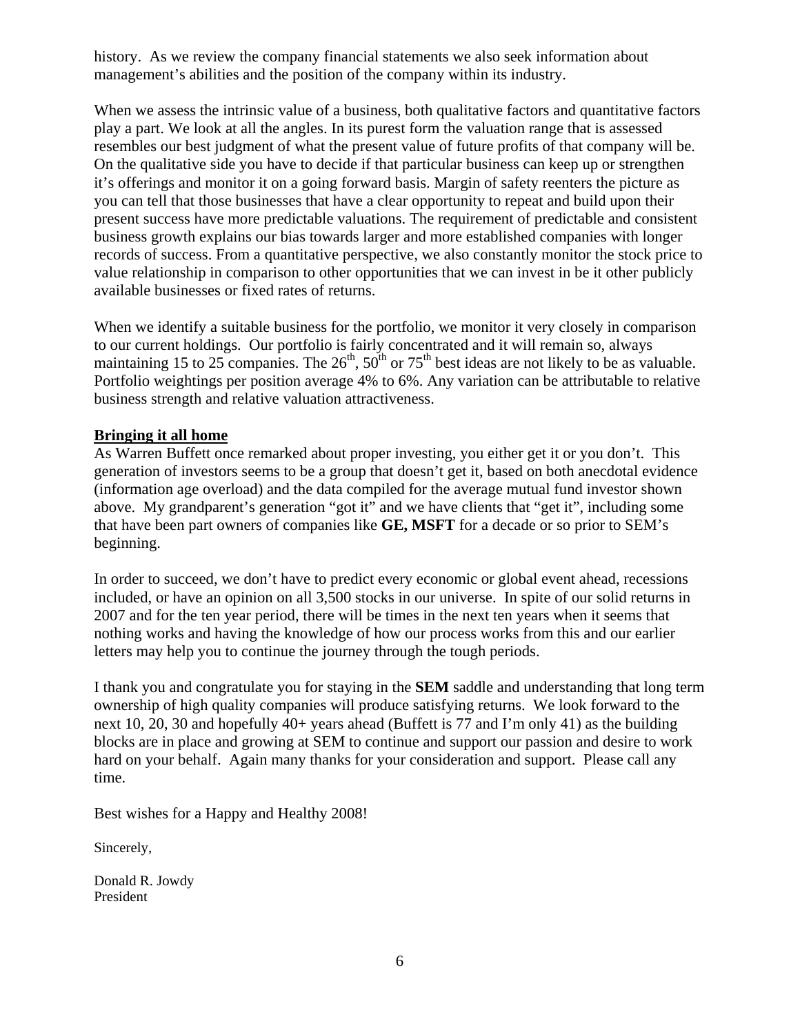history. As we review the company financial statements we also seek information about management's abilities and the position of the company within its industry.

When we assess the intrinsic value of a business, both qualitative factors and quantitative factors play a part. We look at all the angles. In its purest form the valuation range that is assessed resembles our best judgment of what the present value of future profits of that company will be. On the qualitative side you have to decide if that particular business can keep up or strengthen it's offerings and monitor it on a going forward basis. Margin of safety reenters the picture as you can tell that those businesses that have a clear opportunity to repeat and build upon their present success have more predictable valuations. The requirement of predictable and consistent business growth explains our bias towards larger and more established companies with longer records of success. From a quantitative perspective, we also constantly monitor the stock price to value relationship in comparison to other opportunities that we can invest in be it other publicly available businesses or fixed rates of returns.

When we identify a suitable business for the portfolio, we monitor it very closely in comparison to our current holdings. Our portfolio is fairly concentrated and it will remain so, always maintaining 15 to 25 companies. The 26th, 50th or 75th best ideas are not likely to be as valuable. Portfolio weightings per position average 4% to 6%. Any variation can be attributable to relative business strength and relative valuation attractiveness.

## Bringing it all home

As Warren Buffett once remarked about proper investing, you either get it or you don't. This generation of investors seems to be a group that doesn't get it, based on both anecdotal evidence (information age overload) and the data compiled for the average mutual fund investor shown above. My grandparent's generation "got it" and we have clients that "get it", including some that have been part owners of companies like **GE, MSFT** for a decade or so prior to SEM's beginning.

In order to succeed, we don't have to predict every economic or global event ahead, recessions included, or have an opinion on all 3,500 stocks in our universe. In spite of our solid returns in 2007 and for the ten year period, there will be times in the next ten years when it seems that nothing works and having the knowledge of how our process works from this and our earlier letters may help you to continue the journey through the tough periods.

I thank you and congratulate you for staying in the **SEM** saddle and understanding that long term ownership of high quality companies will produce satisfying returns. We look forward to the next 10, 20, 30 and hopefully 40+ years ahead (Buffett is 77 and I'm only 41) as the building blocks are in place and growing at SEM to continue and support our passion and desire to work hard on your behalf. Again many thanks for your consideration and support. Please call any time.

Best wishes for a Happy and Healthy 2008!

Sincerely,

Donald R. Jowdy
President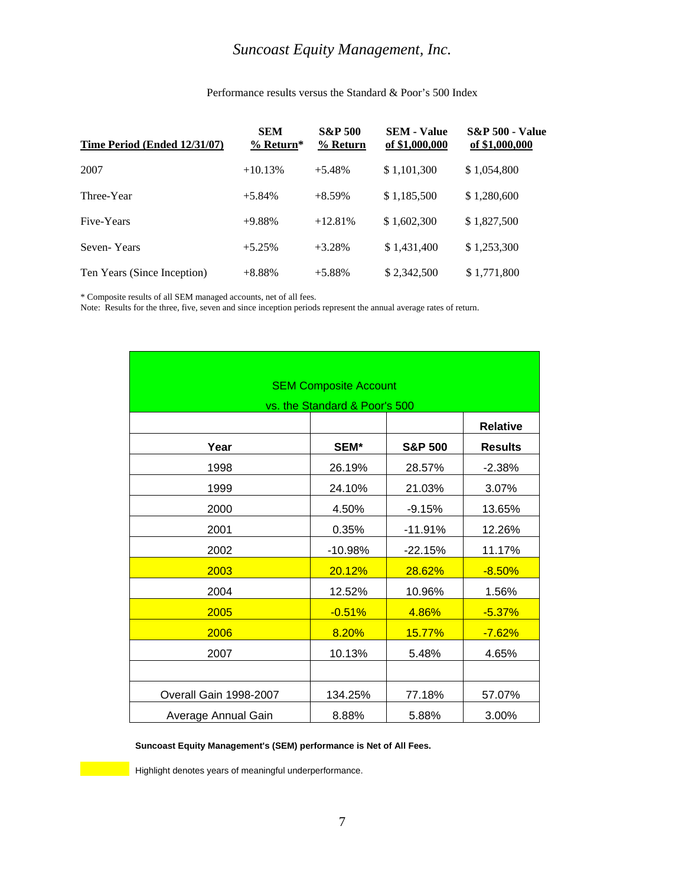# *Suncoast Equity Management, Inc.*

Performance results versus the Standard & Poor's 500 Index

| Time Period (Ended 12/31/07) | SEM % Return* | S&P 500 % Return | SEM - Value of $1,000,000 | S&P 500 - Value of $1,000,000 |
|---|---|---|---|---|
| 2007 | +10.13% | +5.48% | $ 1,101,300 | $ 1,054,800 |
| Three-Year | +5.84% | +8.59% | $ 1,185,500 | $ 1,280,600 |
| Five-Years | +9.88% | +12.81% | $ 1,602,300 | $ 1,827,500 |
| Seven- Years | +5.25% | +3.28% | $ 1,431,400 | $ 1,253,300 |
| Ten Years (Since Inception) | +8.88% | +5.88% | $ 2,342,500 | $ 1,771,800 |

\* Composite results of all SEM managed accounts, net of all fees.
Note: Results for the three, five, seven and since inception periods represent the annual average rates of return.

SEM Composite Account
vs. the Standard & Poor's 500

| Year | SEM* | S&P 500 | Relative Results |
|---|---|---|---|
| 1998 | 26.19% | 28.57% | -2.38% |
| 1999 | 24.10% | 21.03% | 3.07% |
| 2000 | 4.50% | -9.15% | 13.65% |
| 2001 | 0.35% | -11.91% | 12.26% |
| 2002 | -10.98% | -22.15% | 11.17% |
| 2003 | 20.12% | 28.62% | -8.50% |
| 2004 | 12.52% | 10.96% | 1.56% |
| 2005 | -0.51% | 4.86% | -5.37% |
| 2006 | 8.20% | 15.77% | -7.62% |
| 2007 | 10.13% | 5.48% | 4.65% |
| | | | |
| Overall Gain 1998-2007 | 134.25% | 77.18% | 57.07% |
| Average Annual Gain | 8.88% | 5.88% | 3.00% |

**Suncoast Equity Management's (SEM) performance is Net of All Fees.**

Highlight denotes years of meaningful underperformance.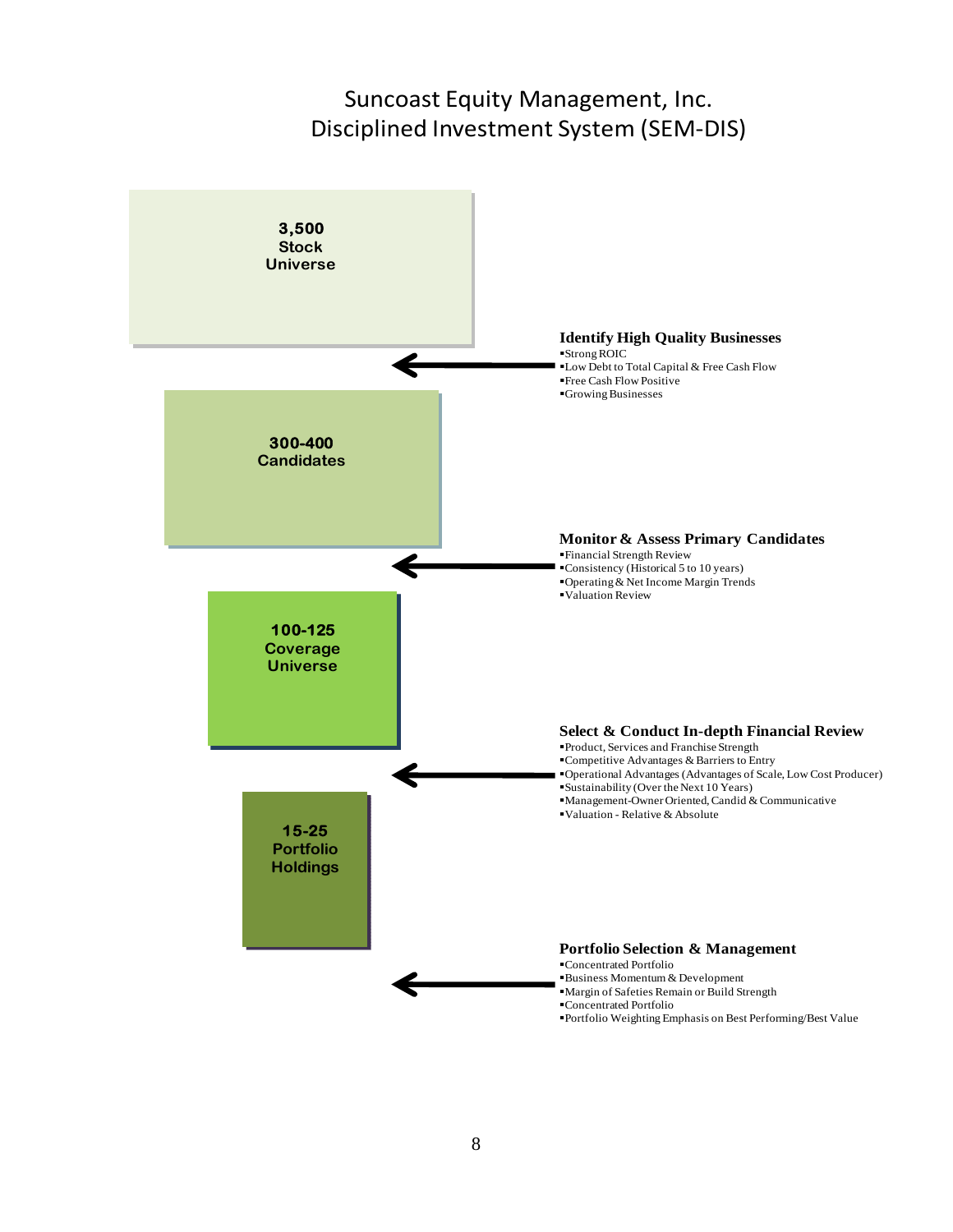# Suncoast Equity Management, Inc.
# Disciplined Investment System (SEM-DIS)

**3,500**
**Stock**
**Universe**

### Identify High Quality Businesses

- Strong ROIC
- Low Debt to Total Capital & Free Cash Flow
- Free Cash Flow Positive
- Growing Businesses

**300-400**
**Candidates**

### Monitor & Assess Primary Candidates

- Financial Strength Review
- Consistency (Historical 5 to 10 years)
- Operating & Net Income Margin Trends
- Valuation Review

**100-125**
**Coverage**
**Universe**

### Select & Conduct In-depth Financial Review

- Product, Services and Franchise Strength
- Competitive Advantages & Barriers to Entry
- Operational Advantages (Advantages of Scale, Low Cost Producer)
- Sustainability (Over the Next 10 Years)
- Management-Owner Oriented, Candid & Communicative
- Valuation - Relative & Absolute

**15-25**
**Portfolio**
**Holdings**

### Portfolio Selection & Management

- Concentrated Portfolio
- Business Momentum & Development
- Margin of Safeties Remain or Build Strength
- Concentrated Portfolio
- Portfolio Weighting Emphasis on Best Performing/Best Value